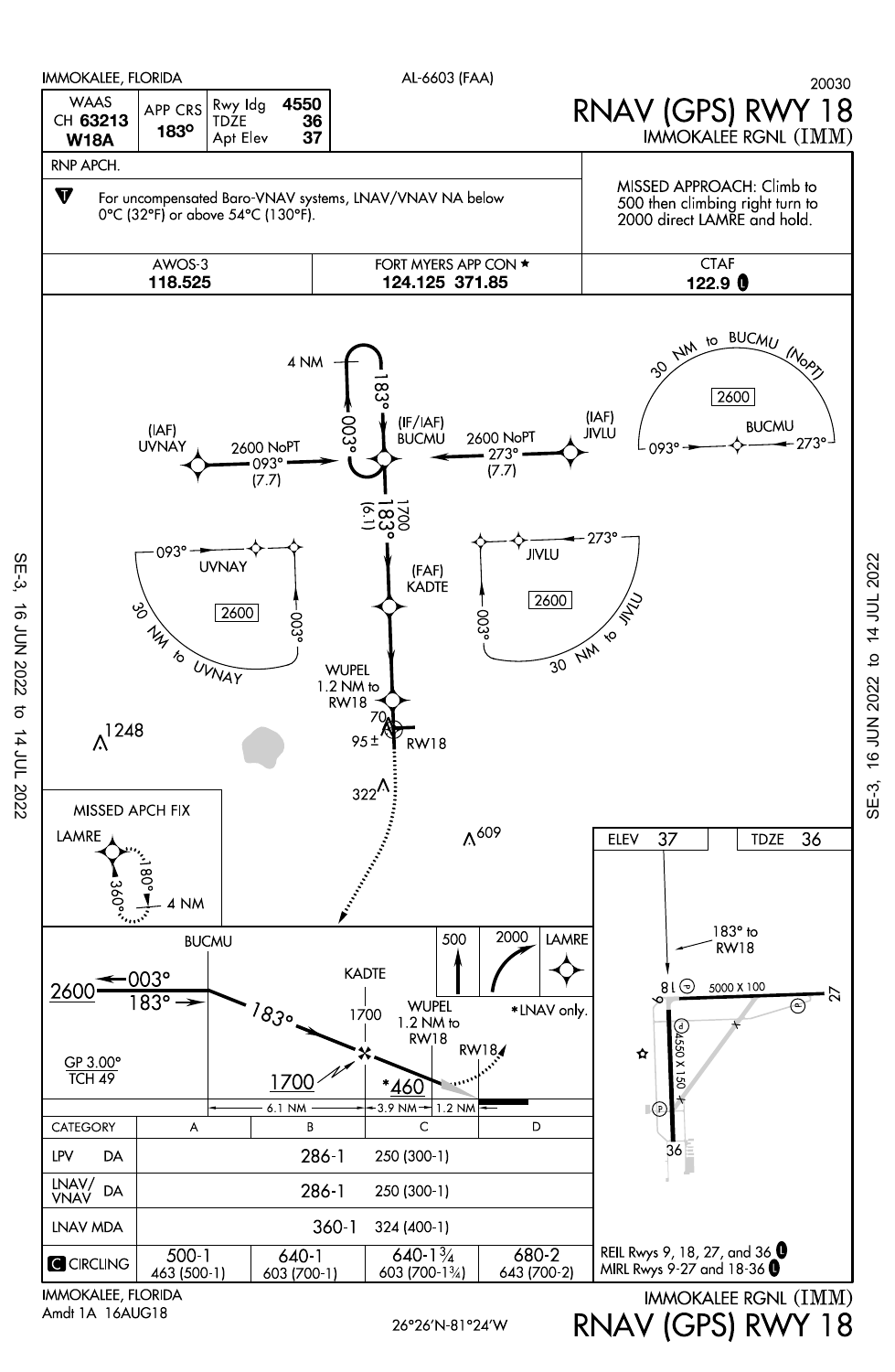IMMOKALEE, FLORIDA — AL-6603 (FAA) — 20030

# RNAV (GPS) RWY 18
## IMMOKALEE RGNL (IMM)

| WAAS CH 63213 W18A | APP CRS 183° | Rwy ldg 4550, TDZE 36, Apt Elev 37 |
|---|---|---|

RNP APCH.

For uncompensated Baro-VNAV systems, LNAV/VNAV NA below 0°C (32°F) or above 54°C (130°F).

MISSED APPROACH: Climb to 500 then climbing right turn to 2000 direct LAMRE and hold.

| AWOS-3 | FORT MYERS APP CON ★ | CTAF |
|---|---|---|
| 118.525 | 124.125 371.85 | 122.9 |

**Plan view:**

- (IAF) UVNAY — 2600 NoPT 093° (7.7) — (IF/IAF) BUCMU
- (IAF) JIVLU — 2600 NoPT 273° (7.7) — (IF/IAF) BUCMU
- BUCMU holding: 183° / 003°, 4 NM
- BUCMU to (FAF) KADTE: 1700, 183° (6.1)
- WUPEL 1.2 NM to RW18
- RW18; obstacles 70, 95±, 322, 609, 1248
- TAA: 30 NM to BUCMU (NoPT), 2600, 093°, 273°
- TAA: 30 NM to UVNAY, 2600, 093°, 003°
- TAA: 30 NM to JIVLU, 2600, 273°, 003°
- MISSED APCH FIX: LAMRE, 180°, 360°, 4 NM

**Profile view:**

- BUCMU: 2600, 003° / 183°
- 183° to KADTE, 1700
- WUPEL 1.2 NM to RW18
- *460 (*LNAV only), RW18
- GP 3.00° / TCH 49
- 6.1 NM — 3.9 NM — 1.2 NM
- Missed approach: 500, 2000, LAMRE

| CATEGORY | A | B | C | D |
|---|---|---|---|---|
| LPV DA | 286-1 250 (300-1) | | | |
| LNAV/VNAV DA | 286-1 250 (300-1) | | | |
| LNAV MDA | 360-1 324 (400-1) | | | |
| CIRCLING | 500-1 463 (500-1) | 640-1 603 (700-1) | 640-1¾ 603 (700-1¾) | 680-2 643 (700-2) |

**Airport diagram:**

ELEV 37 — TDZE 36

183° to RW18

Rwy 9-27: 5000 X 100

Rwy 18-36: 4550 X 150

REIL Rwys 9, 18, 27, and 36

MIRL Rwys 9-27 and 18-36

IMMOKALEE, FLORIDA — Amdt 1A 16AUG18 — 26°26'N-81°24'W — IMMOKALEE RGNL (IMM) — RNAV (GPS) RWY 18

SE-3, 16 JUN 2022 to 14 JUL 2022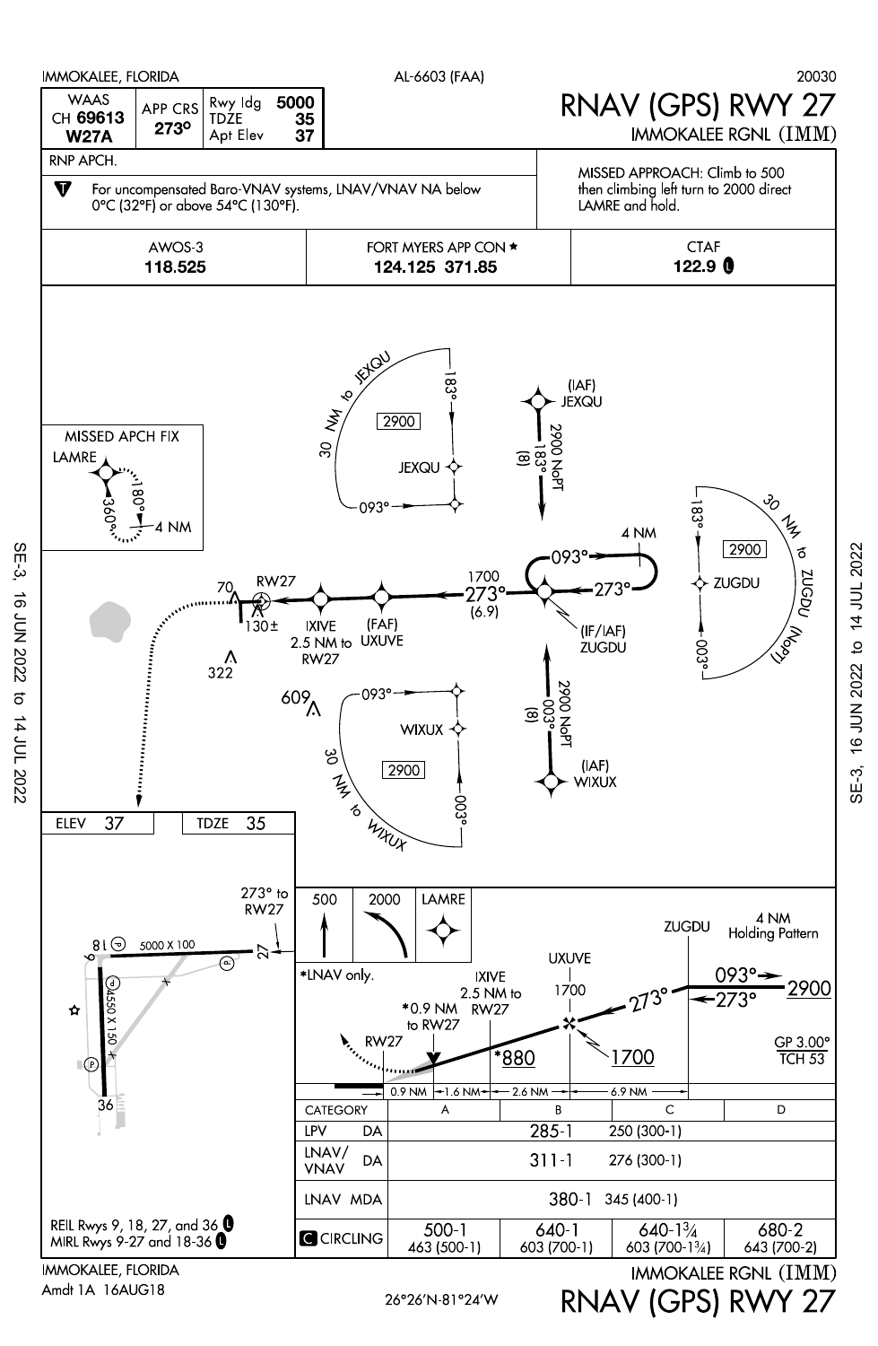IMMOKALEE, FLORIDA — AL-6603 (FAA) — 20030

# RNAV (GPS) RWY 27

## IMMOKALEE RGNL (IMM)

| WAAS CH 69613 W27A | APP CRS 273° | Rwy ldg 5000 / TDZE 35 / Apt Elev 37 |
|---|---|---|

RNP APCH.

For uncompensated Baro-VNAV systems, LNAV/VNAV NA below 0°C (32°F) or above 54°C (130°F).

MISSED APPROACH: Climb to 500 then climbing left turn to 2000 direct LAMRE and hold.

| AWOS-3 | FORT MYERS APP CON ★ | CTAF |
|---|---|---|
| 118.525 | 124.125 371.85 | 122.9 |

MISSED APCH FIX: LAMRE, 360°, 180°, 4 NM

(IAF) JEXQU — 2900 NoPT 183° (8)

JEXQU — 30 NM to JEXQU, 183°, 093°, 2900

(IF/IAF) ZUGDU — 093°, 273°, 4 NM

ZUGDU — 30 NM to ZUGDU (NoPT), 183°, 003°, 2900

(IAF) WIXUX — 2900 NoPT 003° (8)

WIXUX — 30 NM to WIXUX, 093°, 003°, 2900

1700 273° (6.9)

(FAF) UXUVE

IXIVE 2.5 NM to RW27

RW27, 70, 130±, 322, 609

ELEV 37 — TDZE 35

273° to RW27

5000 X 100

4550 X 150

Profile: 500, 2000, LAMRE

*LNAV only.

ZUGDU — 4 NM Holding Pattern — 093°, 273°, 2900

UXUVE 1700 — 273° — 1700

IXIVE 2.5 NM to RW27 — *880

*0.9 NM to RW27

RW27

GP 3.00° TCH 53

0.9 NM — 1.6 NM — 2.6 NM — 6.9 NM

| CATEGORY | A | B | C | D |
|---|---|---|---|---|
| LPV DA | 285-1 250 (300-1) | | | |
| LNAV/VNAV DA | 311-1 276 (300-1) | | | |
| LNAV MDA | 380-1 345 (400-1) | | | |
| CIRCLING | 500-1 463 (500-1) | 640-1 603 (700-1) | 640-1¾ 603 (700-1¾) | 680-2 643 (700-2) |

REIL Rwys 9, 18, 27, and 36
MIRL Rwys 9-27 and 18-36

IMMOKALEE, FLORIDA
Amdt 1A 16AUG18

26°26'N-81°24'W

IMMOKALEE RGNL (IMM)

RNAV (GPS) RWY 27

SE-3, 16 JUN 2022 to 14 JUL 2022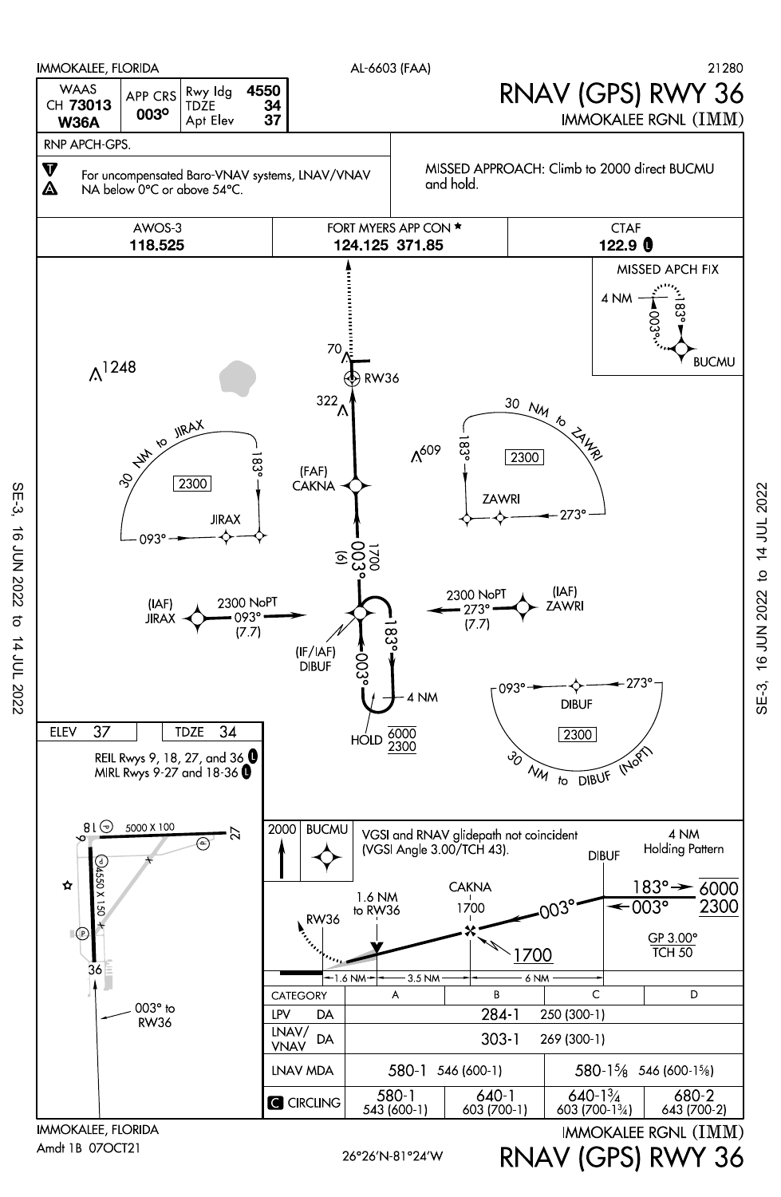IMMOKALEE, FLORIDA — AL-6603 (FAA) — 21280

# RNAV (GPS) RWY 36

IMMOKALEE RGNL (IMM)

| WAAS CH 73013 W36A | APP CRS 003° | Rwy ldg 4550 / TDZE 34 / Apt Elev 37 |
|---|---|---|

RNP APCH-GPS.

For uncompensated Baro-VNAV systems, LNAV/VNAV NA below 0°C or above 54°C.

MISSED APPROACH: Climb to 2000 direct BUCMU and hold.

| AWOS-3 | FORT MYERS APP CON ★ | CTAF |
|---|---|---|
| 118.525 | 124.125 371.85 | 122.9 |

MISSED APCH FIX: BUCMU, 4 NM, 183°, 003°

RW36; (FAF) CAKNA; 1700 003° (6); (IF/IAF) DIBUF; HOLD 6000/2300; 183°; 003°; 4 NM

(IAF) JIRAX 2300 NoPT 093° (7.7)

(IAF) ZAWRI 2300 NoPT 273° (7.7)

30 NM to JIRAX; 183°; 2300; JIRAX; 093°

30 NM to ZAWRI; 183°; 2300; ZAWRI; 273°

093°; DIBUF; 273°; 2300; 30 NM to DIBUF (NoPT)

Obstacles: 1248, 609, 322, 70

ELEV 37 — TDZE 34

REIL Rwys 9, 18, 27, and 36
MIRL Rwys 9-27 and 18-36

Runways: 9-27 5000 X 100; 18-36 4550 X 150

003° to RW36

2000 BUCMU

VGSI and RNAV glidepath not coincident (VGSI Angle 3.00/TCH 43).

DIBUF — 4 NM Holding Pattern — 183° 6000 / 003° 2300

CAKNA 1700; 1.6 NM to RW36; 003°; 1700

GP 3.00° TCH 50

1.6 NM — 3.5 NM — 6 NM

| CATEGORY | A | B | C | D |
|---|---|---|---|---|
| LPV DA | 284-1 250 (300-1) | | | |
| LNAV/VNAV DA | 303-1 269 (300-1) | | | |
| LNAV MDA | 580-1 546 (600-1) | | 580-1⅝ 546 (600-1⅝) | |
| CIRCLING | 580-1 543 (600-1) | 640-1 603 (700-1) | 640-1¾ 603 (700-1¾) | 680-2 643 (700-2) |

SE-3, 16 JUN 2022 to 14 JUL 2022

IMMOKALEE, FLORIDA
Amdt 1B 07OCT21

26°26'N-81°24'W

IMMOKALEE RGNL (IMM)
RNAV (GPS) RWY 36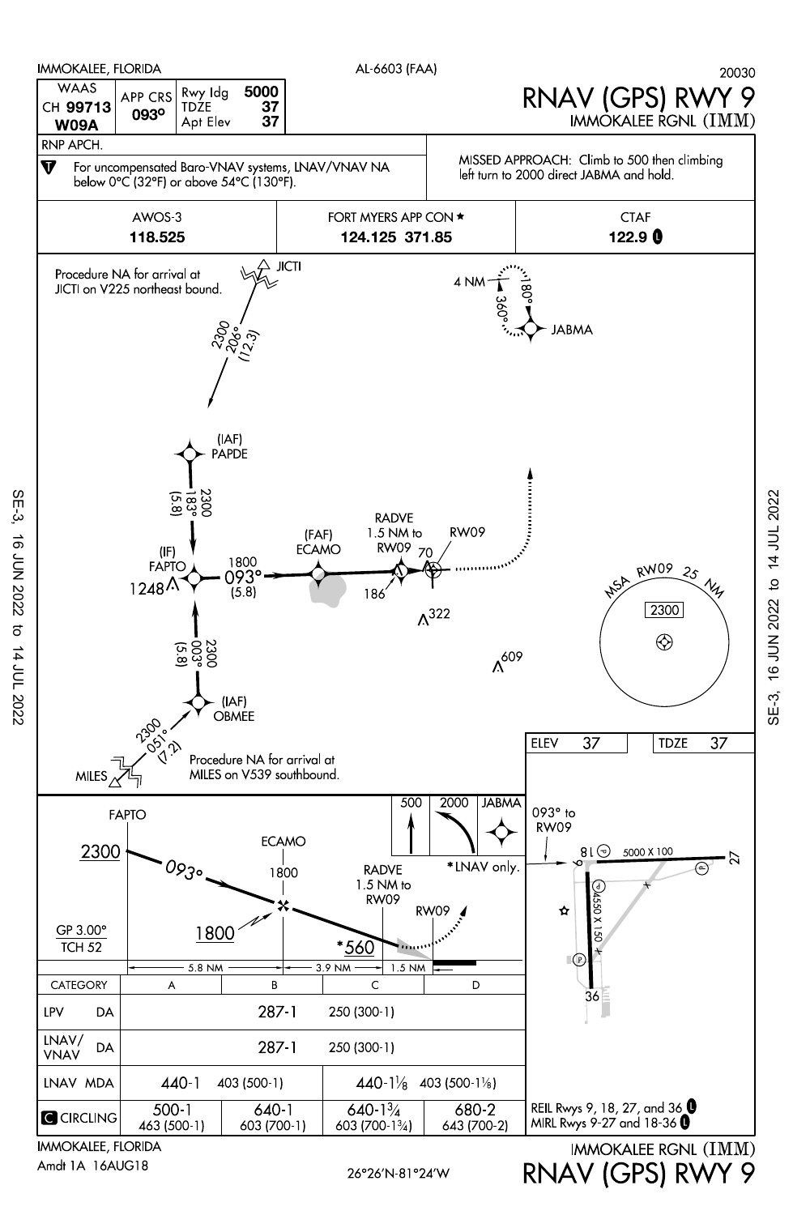IMMOKALEE, FLORIDA

AL-6603 (FAA)

20030

# RNAV (GPS) RWY 9

IMMOKALEE RGNL (IMM)

| WAAS | APP CRS | Rwy ldg | 5000 |
|---|---|---|---|
| CH 99713 | 093° | TDZE | 37 |
| W09A | | Apt Elev | 37 |

RNP APCH.

For uncompensated Baro-VNAV systems, LNAV/VNAV NA below 0°C (32°F) or above 54°C (130°F).

MISSED APPROACH: Climb to 500 then climbing left turn to 2000 direct JABMA and hold.

| AWOS-3 | FORT MYERS APP CON ★ | CTAF |
|---|---|---|
| 118.525 | 124.125 371.85 | 122.9 |

Procedure NA for arrival at JICTI on V225 northeast bound.

JICTI

2300 206° (12.3)

4 NM

180°

360°

JABMA

(IAF) PAPDE

2300 183° (5.8)

(IF) FAPTO

1248

1800 093° (5.8)

(FAF) ECAMO

RADVE 1.5 NM to RW09

RW09

70

186

322

609

MSA RW09 25 NM

2300

2300 003° (5.8)

(IAF) OBMEE

2300 051° (7.2)

MILES

Procedure NA for arrival at MILES on V539 southbound.

FAPTO

2300

093°

ECAMO

1800

1800

RADVE 1.5 NM to RW09

RW09

GP 3.00°

TCH 52

*560

5.8 NM

3.9 NM

1.5 NM

500

2000

JABMA

*LNAV only.

ELEV 37

TDZE 37

093° to RW09

5000 X 100

4550 X 150

9

27

18

36

| CATEGORY | A | B | C | D |
|---|---|---|---|---|
| LPV DA | 287-1 250 (300-1) | | | |
| LNAV/VNAV DA | 287-1 250 (300-1) | | | |
| LNAV MDA | 440-1 403 (500-1) | | 440-1⅛ 403 (500-1⅛) | |
| CIRCLING | 500-1 463 (500-1) | 640-1 603 (700-1) | 640-1¾ 603 (700-1¾) | 680-2 643 (700-2) |

REIL Rwys 9, 18, 27, and 36

MIRL Rwys 9-27 and 18-36

SE-3, 16 JUN 2022 to 14 JUL 2022

IMMOKALEE, FLORIDA

Amdt 1A 16AUG18

26°26'N-81°24'W

IMMOKALEE RGNL (IMM)

RNAV (GPS) RWY 9